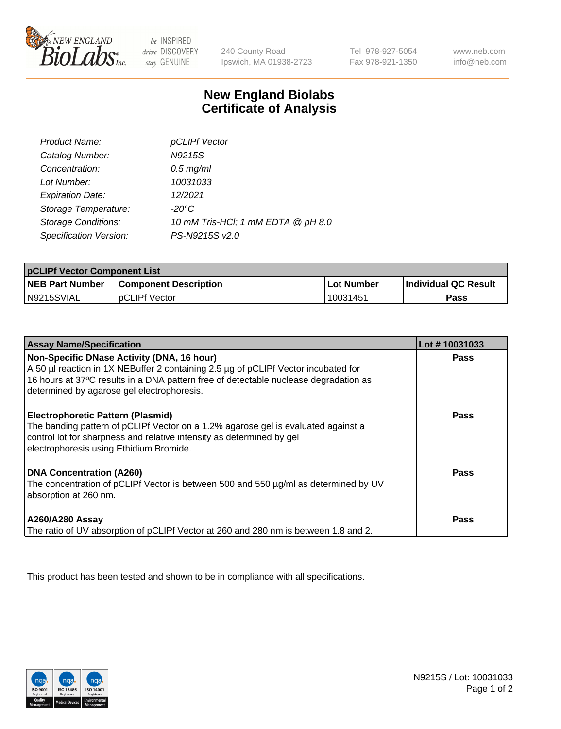New England BioLabs Inc. — be INSPIRED drive DISCOVERY stay GENUINE

240 County Road
Ipswich, MA 01938-2723

Tel 978-927-5054
Fax 978-921-1350

www.neb.com
info@neb.com

# New England Biolabs Certificate of Analysis

| | |
|---|---|
| *Product Name:* | *pCLIPf Vector* |
| *Catalog Number:* | *N9215S* |
| *Concentration:* | *0.5 mg/ml* |
| *Lot Number:* | *10031033* |
| *Expiration Date:* | *12/2021* |
| *Storage Temperature:* | *-20°C* |
| *Storage Conditions:* | *10 mM Tris-HCl; 1 mM EDTA @ pH 8.0* |
| *Specification Version:* | *PS-N9215S v2.0* |

| pCLIPf Vector Component List | | | |
|---|---|---|---|
| **NEB Part Number** | **Component Description** | **Lot Number** | **Individual QC Result** |
| N9215SVIAL | pCLIPf Vector | 10031451 | **Pass** |

| Assay Name/Specification | Lot # 10031033 |
|---|---|
| **Non-Specific DNase Activity (DNA, 16 hour)** A 50 µl reaction in 1X NEBuffer 2 containing 2.5 µg of pCLIPf Vector incubated for 16 hours at 37ºC results in a DNA pattern free of detectable nuclease degradation as determined by agarose gel electrophoresis. | **Pass** |
| **Electrophoretic Pattern (Plasmid)** The banding pattern of pCLIPf Vector on a 1.2% agarose gel is evaluated against a control lot for sharpness and relative intensity as determined by gel electrophoresis using Ethidium Bromide. | **Pass** |
| **DNA Concentration (A260)** The concentration of pCLIPf Vector is between 500 and 550 µg/ml as determined by UV absorption at 260 nm. | **Pass** |
| **A260/A280 Assay** The ratio of UV absorption of pCLIPf Vector at 260 and 280 nm is between 1.8 and 2. | **Pass** |

This product has been tested and shown to be in compliance with all specifications.

N9215S / Lot: 10031033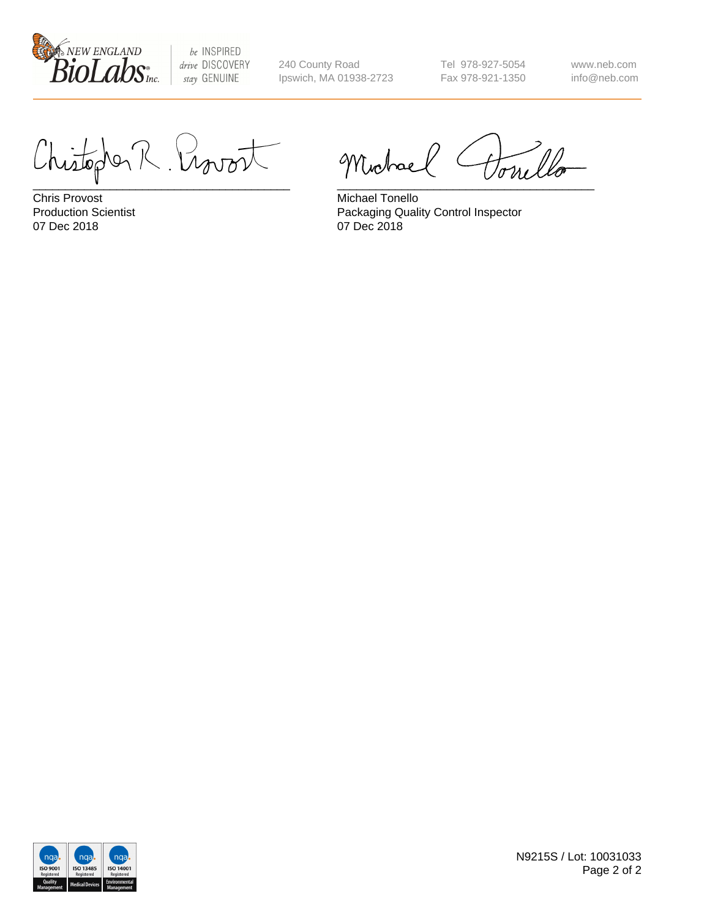Chris Provost
Production Scientist
07 Dec 2018

Michael Tonello
Packaging Quality Control Inspector
07 Dec 2018

N9215S / Lot: 10031033